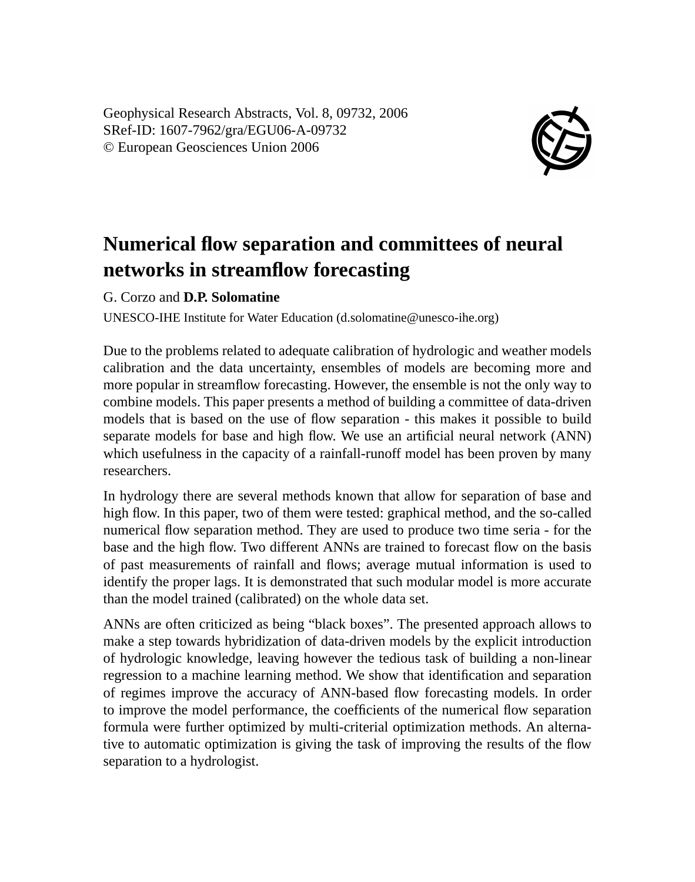Geophysical Research Abstracts, Vol. 8, 09732, 2006
SRef-ID: 1607-7962/gra/EGU06-A-09732
© European Geosciences Union 2006

# Numerical flow separation and committees of neural networks in streamflow forecasting

G. Corzo and **D.P. Solomatine**

UNESCO-IHE Institute for Water Education (d.solomatine@unesco-ihe.org)

Due to the problems related to adequate calibration of hydrologic and weather models calibration and the data uncertainty, ensembles of models are becoming more and more popular in streamflow forecasting. However, the ensemble is not the only way to combine models. This paper presents a method of building a committee of data-driven models that is based on the use of flow separation - this makes it possible to build separate models for base and high flow. We use an artificial neural network (ANN) which usefulness in the capacity of a rainfall-runoff model has been proven by many researchers.

In hydrology there are several methods known that allow for separation of base and high flow. In this paper, two of them were tested: graphical method, and the so-called numerical flow separation method. They are used to produce two time seria - for the base and the high flow. Two different ANNs are trained to forecast flow on the basis of past measurements of rainfall and flows; average mutual information is used to identify the proper lags. It is demonstrated that such modular model is more accurate than the model trained (calibrated) on the whole data set.

ANNs are often criticized as being "black boxes". The presented approach allows to make a step towards hybridization of data-driven models by the explicit introduction of hydrologic knowledge, leaving however the tedious task of building a non-linear regression to a machine learning method. We show that identification and separation of regimes improve the accuracy of ANN-based flow forecasting models. In order to improve the model performance, the coefficients of the numerical flow separation formula were further optimized by multi-criterial optimization methods. An alternative to automatic optimization is giving the task of improving the results of the flow separation to a hydrologist.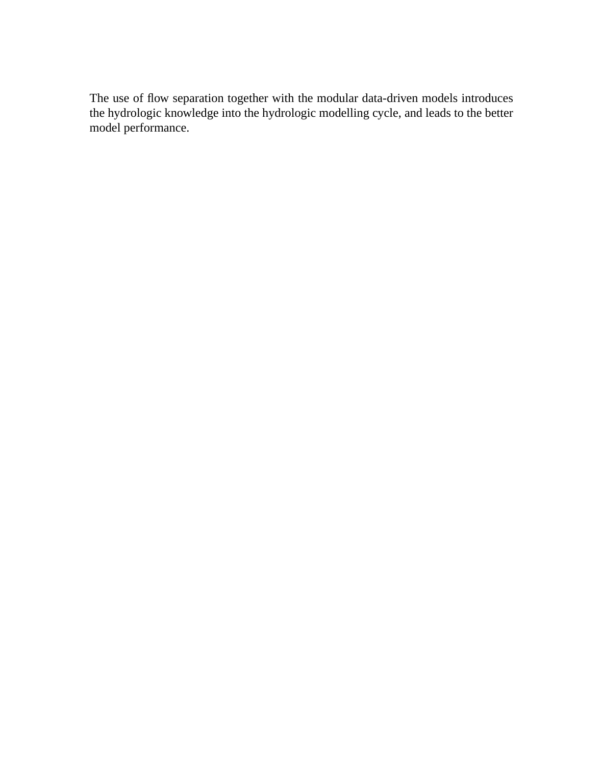The use of flow separation together with the modular data-driven models introduces the hydrologic knowledge into the hydrologic modelling cycle, and leads to the better model performance.